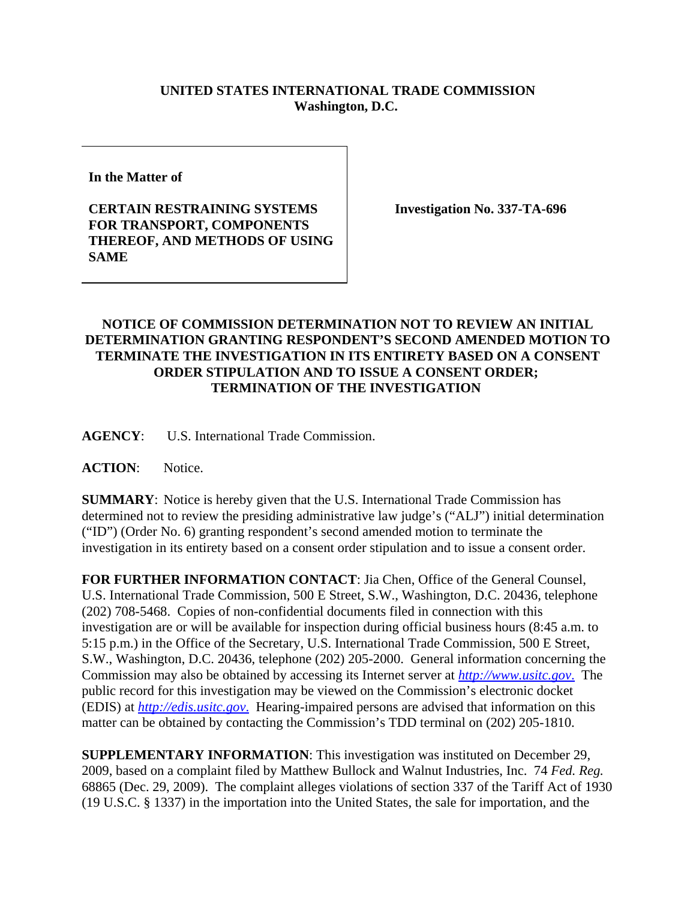**UNITED STATES INTERNATIONAL TRADE COMMISSION**
**Washington, D.C.**

**In the Matter of**

**CERTAIN RESTRAINING SYSTEMS FOR TRANSPORT, COMPONENTS THEREOF, AND METHODS OF USING SAME**

**Investigation No. 337-TA-696**

**NOTICE OF COMMISSION DETERMINATION NOT TO REVIEW AN INITIAL DETERMINATION GRANTING RESPONDENT'S SECOND AMENDED MOTION TO TERMINATE THE INVESTIGATION IN ITS ENTIRETY BASED ON A CONSENT ORDER STIPULATION AND TO ISSUE A CONSENT ORDER; TERMINATION OF THE INVESTIGATION**

**AGENCY**: U.S. International Trade Commission.

**ACTION**: Notice.

**SUMMARY**: Notice is hereby given that the U.S. International Trade Commission has determined not to review the presiding administrative law judge's ("ALJ") initial determination ("ID") (Order No. 6) granting respondent's second amended motion to terminate the investigation in its entirety based on a consent order stipulation and to issue a consent order.

**FOR FURTHER INFORMATION CONTACT**: Jia Chen, Office of the General Counsel, U.S. International Trade Commission, 500 E Street, S.W., Washington, D.C. 20436, telephone (202) 708-5468. Copies of non-confidential documents filed in connection with this investigation are or will be available for inspection during official business hours (8:45 a.m. to 5:15 p.m.) in the Office of the Secretary, U.S. International Trade Commission, 500 E Street, S.W., Washington, D.C. 20436, telephone (202) 205-2000. General information concerning the Commission may also be obtained by accessing its Internet server at *http://www.usitc.gov.* The public record for this investigation may be viewed on the Commission's electronic docket (EDIS) at *http://edis.usitc.gov.* Hearing-impaired persons are advised that information on this matter can be obtained by contacting the Commission's TDD terminal on (202) 205-1810.

**SUPPLEMENTARY INFORMATION**: This investigation was instituted on December 29, 2009, based on a complaint filed by Matthew Bullock and Walnut Industries, Inc. 74 *Fed. Reg.* 68865 (Dec. 29, 2009). The complaint alleges violations of section 337 of the Tariff Act of 1930 (19 U.S.C. § 1337) in the importation into the United States, the sale for importation, and the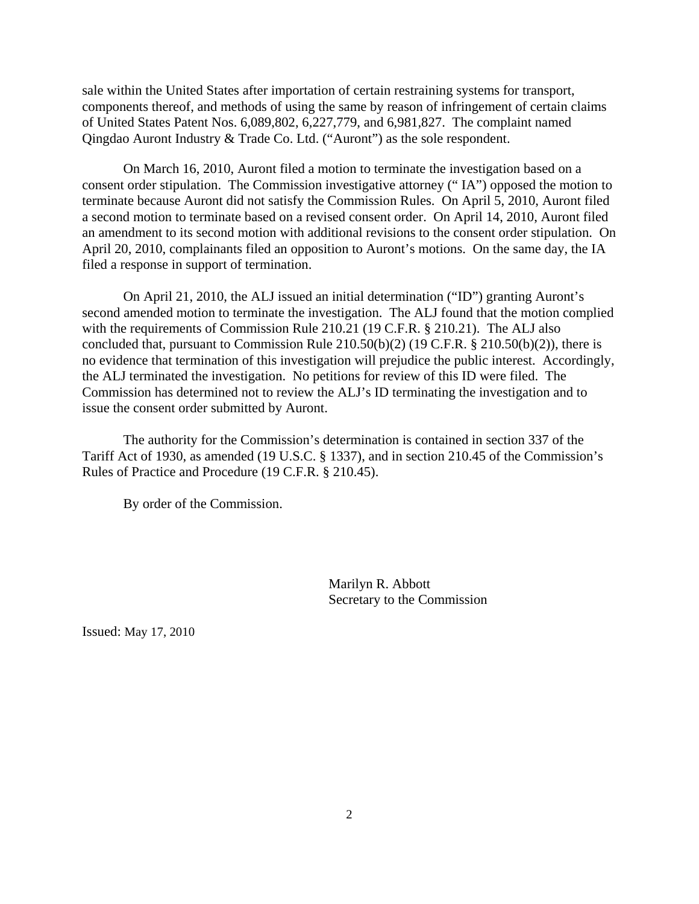sale within the United States after importation of certain restraining systems for transport, components thereof, and methods of using the same by reason of infringement of certain claims of United States Patent Nos. 6,089,802, 6,227,779, and 6,981,827. The complaint named Qingdao Auront Industry & Trade Co. Ltd. ("Auront") as the sole respondent.

On March 16, 2010, Auront filed a motion to terminate the investigation based on a consent order stipulation. The Commission investigative attorney (" IA") opposed the motion to terminate because Auront did not satisfy the Commission Rules. On April 5, 2010, Auront filed a second motion to terminate based on a revised consent order. On April 14, 2010, Auront filed an amendment to its second motion with additional revisions to the consent order stipulation. On April 20, 2010, complainants filed an opposition to Auront's motions. On the same day, the IA filed a response in support of termination.

On April 21, 2010, the ALJ issued an initial determination ("ID") granting Auront's second amended motion to terminate the investigation. The ALJ found that the motion complied with the requirements of Commission Rule 210.21 (19 C.F.R. § 210.21). The ALJ also concluded that, pursuant to Commission Rule 210.50(b)(2) (19 C.F.R. § 210.50(b)(2)), there is no evidence that termination of this investigation will prejudice the public interest. Accordingly, the ALJ terminated the investigation. No petitions for review of this ID were filed. The Commission has determined not to review the ALJ's ID terminating the investigation and to issue the consent order submitted by Auront.

The authority for the Commission's determination is contained in section 337 of the Tariff Act of 1930, as amended (19 U.S.C. § 1337), and in section 210.45 of the Commission's Rules of Practice and Procedure (19 C.F.R. § 210.45).

By order of the Commission.

Marilyn R. Abbott
Secretary to the Commission

Issued: May 17, 2010